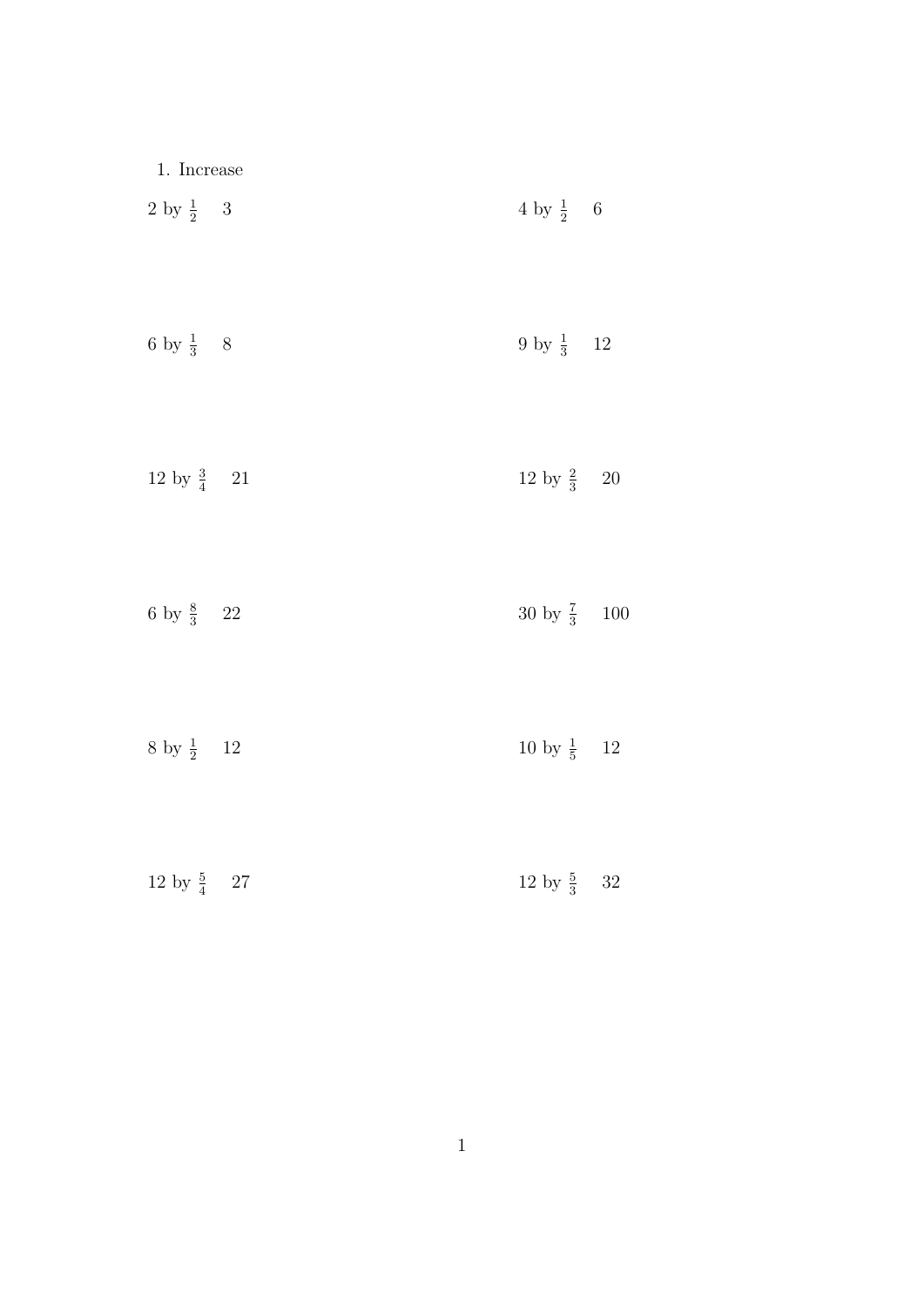1. Increase

2 by $\frac{1}{2}$ 3

4 by $\frac{1}{2}$ 6

6 by $\frac{1}{3}$ 8

9 by $\frac{1}{3}$ 12

12 by $\frac{3}{4}$ 21

12 by $\frac{2}{3}$ 20

6 by $\frac{8}{3}$ 22

30 by $\frac{7}{3}$ 100

8 by $\frac{1}{2}$ 12

10 by $\frac{1}{5}$ 12

12 by $\frac{5}{4}$ 27

12 by $\frac{5}{3}$ 32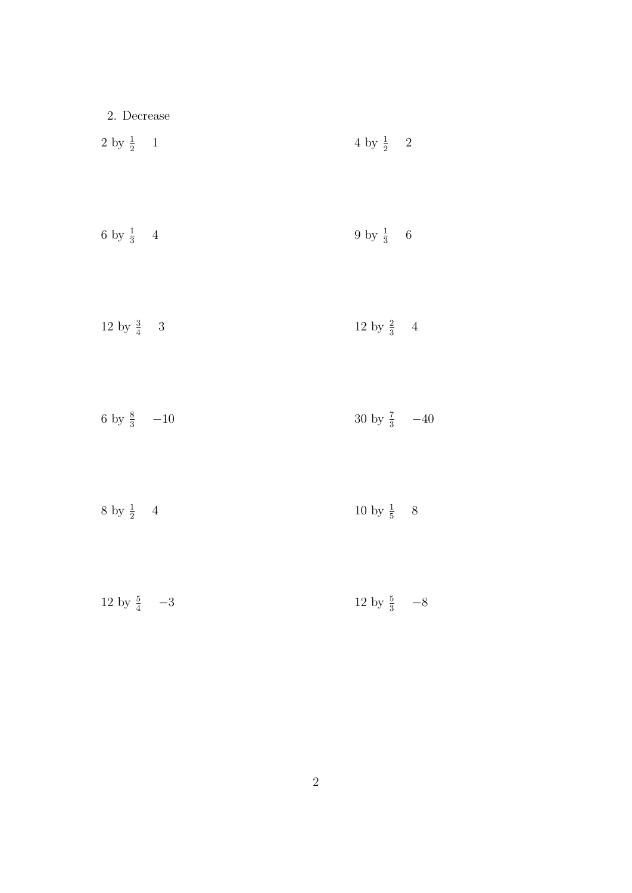2. Decrease

2 by $\frac{1}{2}$ $\quad 1$

4 by $\frac{1}{2}$ $\quad 2$

6 by $\frac{1}{3}$ $\quad 4$

9 by $\frac{1}{3}$ $\quad 6$

12 by $\frac{3}{4}$ $\quad 3$

12 by $\frac{2}{3}$ $\quad 4$

6 by $\frac{8}{3}$ $\quad -10$

30 by $\frac{7}{3}$ $\quad -40$

8 by $\frac{1}{2}$ $\quad 4$

10 by $\frac{1}{5}$ $\quad 8$

12 by $\frac{5}{4}$ $\quad -3$

12 by $\frac{5}{3}$ $\quad -8$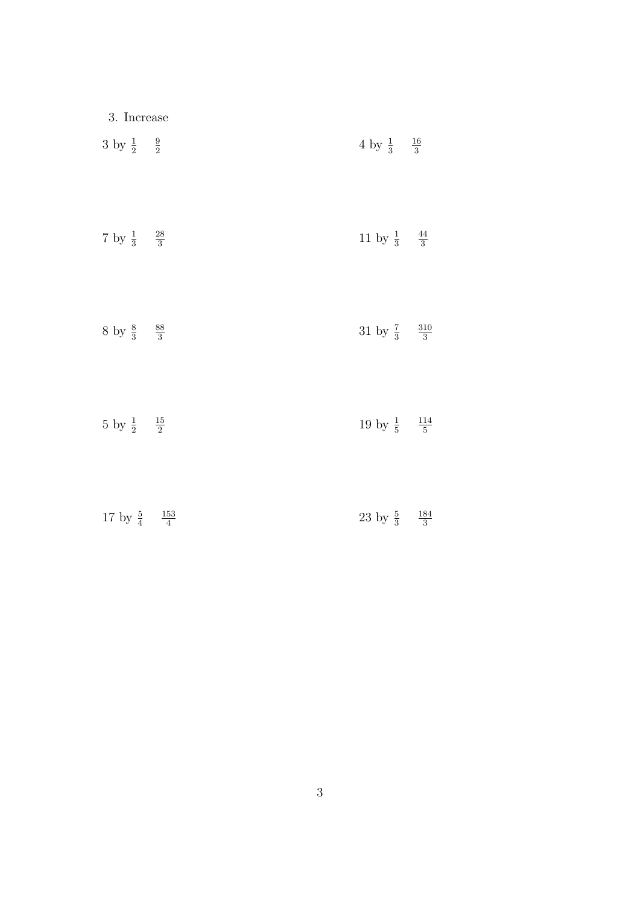3. Increase

$3$ by $\frac{1}{2}$ $\quad \frac{9}{2}$

$4$ by $\frac{1}{3}$ $\quad \frac{16}{3}$

$7$ by $\frac{1}{3}$ $\quad \frac{28}{3}$

$11$ by $\frac{1}{3}$ $\quad \frac{44}{3}$

$8$ by $\frac{8}{3}$ $\quad \frac{88}{3}$

$31$ by $\frac{7}{3}$ $\quad \frac{310}{3}$

$5$ by $\frac{1}{2}$ $\quad \frac{15}{2}$

$19$ by $\frac{1}{5}$ $\quad \frac{114}{5}$

$17$ by $\frac{5}{4}$ $\quad \frac{153}{4}$

$23$ by $\frac{5}{3}$ $\quad \frac{184}{3}$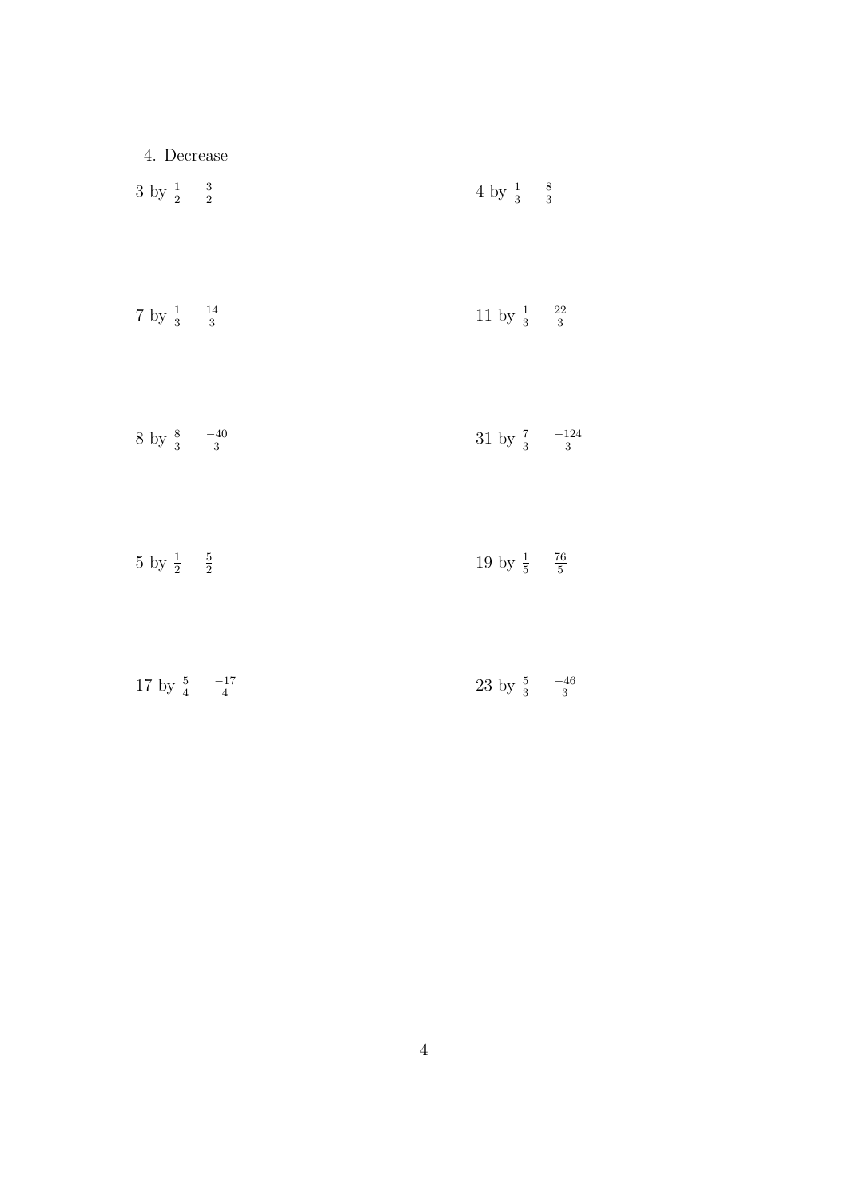4. Decrease

3 by $\frac{1}{2}$ $\frac{3}{2}$

4 by $\frac{1}{3}$ $\frac{8}{3}$

7 by $\frac{1}{3}$ $\frac{14}{3}$

11 by $\frac{1}{3}$ $\frac{22}{3}$

8 by $\frac{8}{3}$ $\frac{-40}{3}$

31 by $\frac{7}{3}$ $\frac{-124}{3}$

5 by $\frac{1}{2}$ $\frac{5}{2}$

19 by $\frac{1}{5}$ $\frac{76}{5}$

17 by $\frac{5}{4}$ $\frac{-17}{4}$

23 by $\frac{5}{3}$ $\frac{-46}{3}$